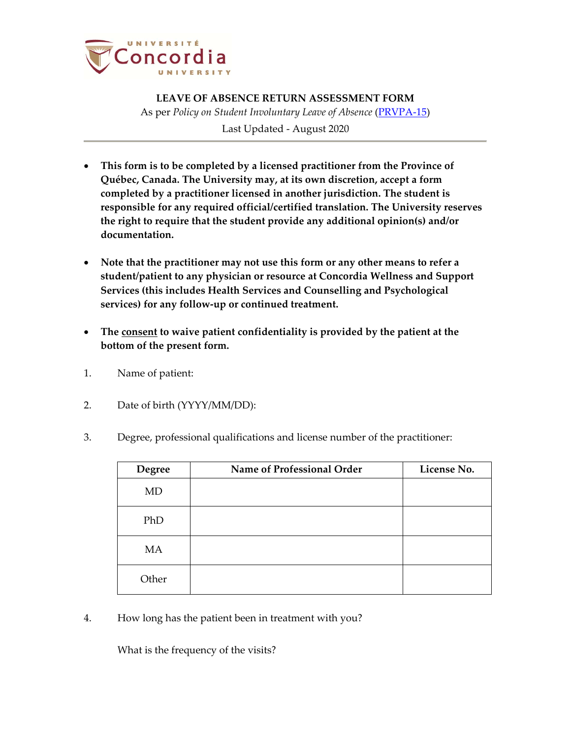# LEAVE OF ABSENCE RETURN ASSESSMENT FORM

As per *Policy on Student Involuntary Leave of Absence* (PRVPA-15)

Last Updated - August 2020

---

- **This form is to be completed by a licensed practitioner from the Province of Québec, Canada. The University may, at its own discretion, accept a form completed by a practitioner licensed in another jurisdiction. The student is responsible for any required official/certified translation. The University reserves the right to require that the student provide any additional opinion(s) and/or documentation.**

- **Note that the practitioner may not use this form or any other means to refer a student/patient to any physician or resource at Concordia Wellness and Support Services (this includes Health Services and Counselling and Psychological services) for any follow-up or continued treatment.**

- **The consent to waive patient confidentiality is provided by the patient at the bottom of the present form.**

1. Name of patient:

2. Date of birth (YYYY/MM/DD):

3. Degree, professional qualifications and license number of the practitioner:

| Degree | Name of Professional Order | License No. |
|---|---|---|
| MD | | |
| PhD | | |
| MA | | |
| Other | | |

4. How long has the patient been in treatment with you?

   What is the frequency of the visits?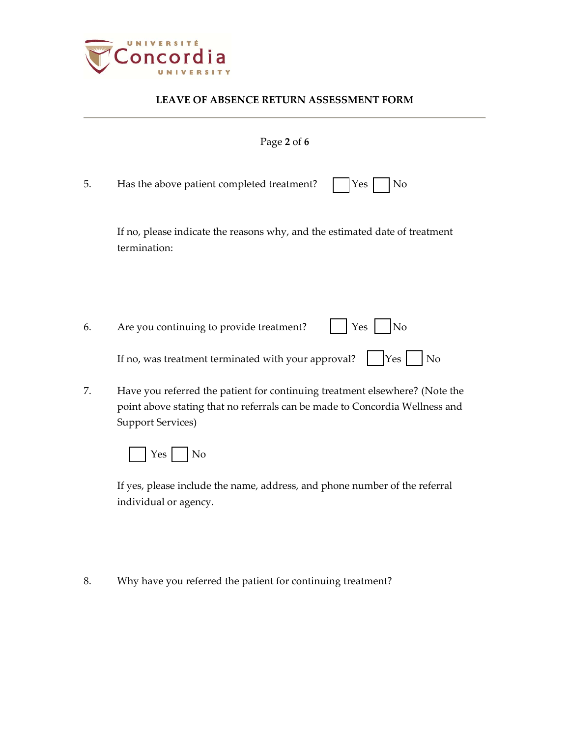# LEAVE OF ABSENCE RETURN ASSESSMENT FORM

5. Has the above patient completed treatment? ☐ Yes ☐ No

   If no, please indicate the reasons why, and the estimated date of treatment termination:

6. Are you continuing to provide treatment? ☐ Yes ☐ No

   If no, was treatment terminated with your approval? ☐ Yes ☐ No

7. Have you referred the patient for continuing treatment elsewhere? (Note the point above stating that no referrals can be made to Concordia Wellness and Support Services)

   ☐ Yes ☐ No

   If yes, please include the name, address, and phone number of the referral individual or agency.

8. Why have you referred the patient for continuing treatment?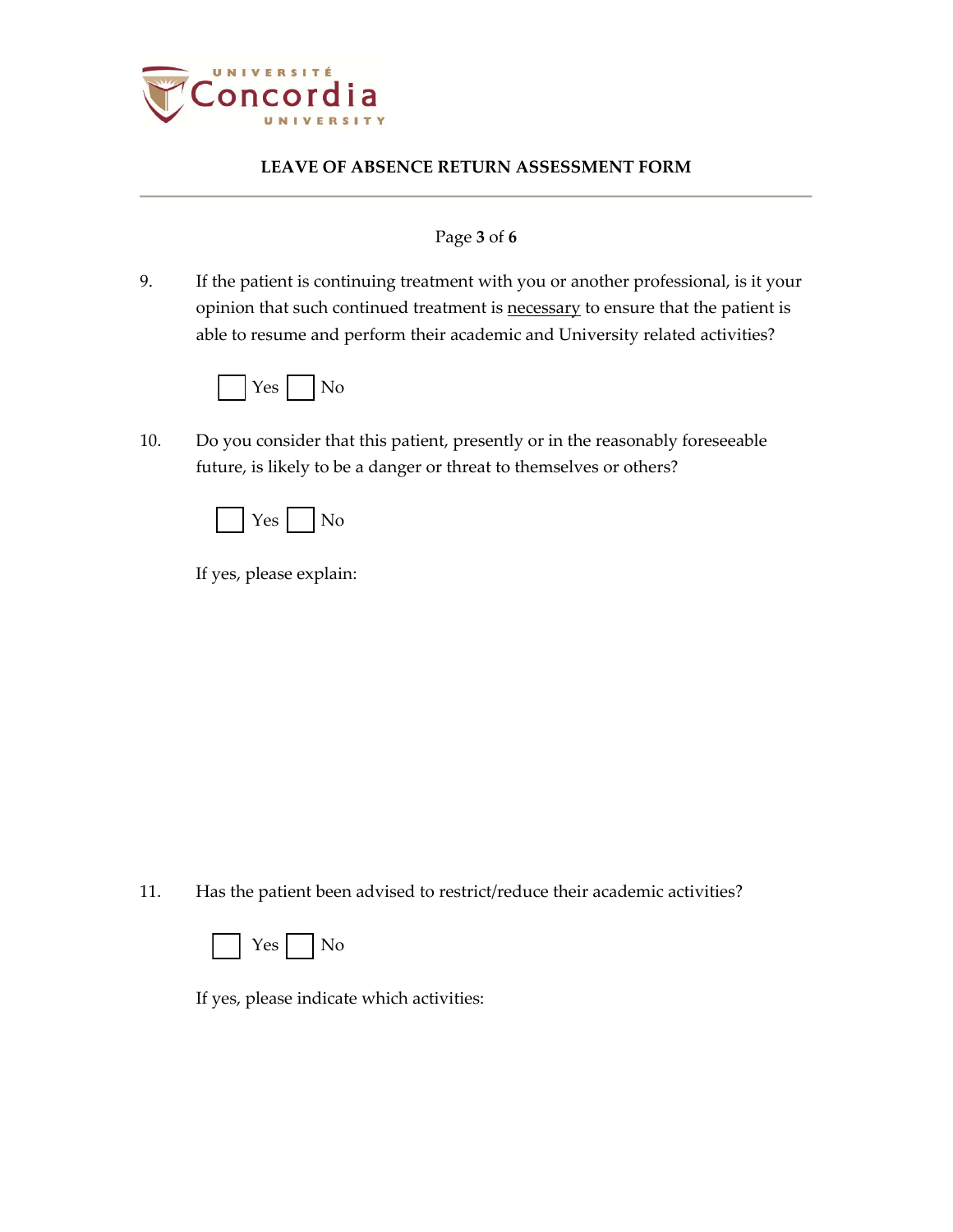9. If the patient is continuing treatment with you or another professional, is it your opinion that such continued treatment is <u>necessary</u> to ensure that the patient is able to resume and perform their academic and University related activities?

☐ Yes ☐ No

10. Do you consider that this patient, presently or in the reasonably foreseeable future, is likely to be a danger or threat to themselves or others?

☐ Yes ☐ No

If yes, please explain:

11. Has the patient been advised to restrict/reduce their academic activities?

☐ Yes ☐ No

If yes, please indicate which activities: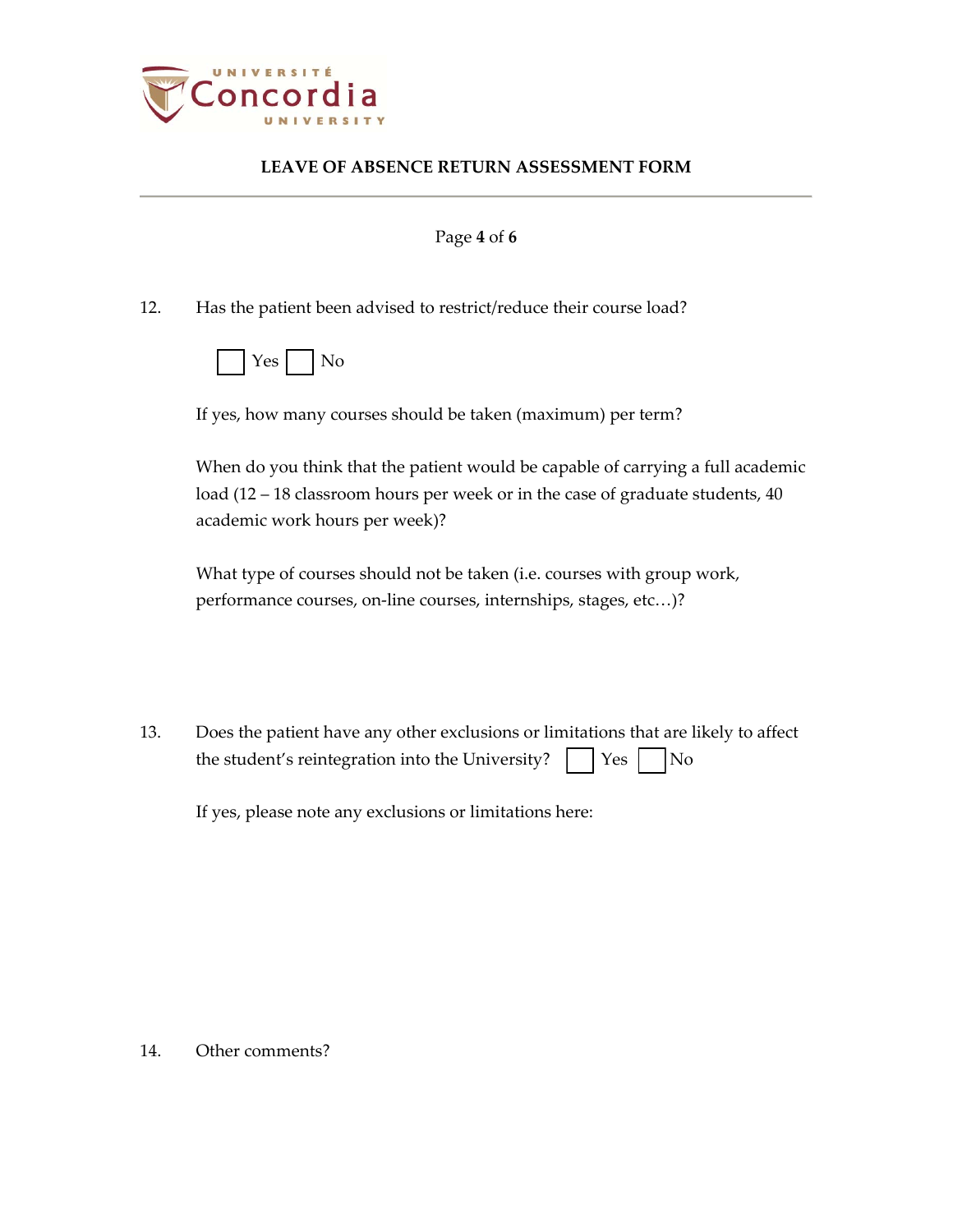# LEAVE OF ABSENCE RETURN ASSESSMENT FORM

12. Has the patient been advised to restrict/reduce their course load?

    ☐ Yes ☐ No

    If yes, how many courses should be taken (maximum) per term?

    When do you think that the patient would be capable of carrying a full academic load (12 – 18 classroom hours per week or in the case of graduate students, 40 academic work hours per week)?

    What type of courses should not be taken (i.e. courses with group work, performance courses, on-line courses, internships, stages, etc…)?

13. Does the patient have any other exclusions or limitations that are likely to affect the student's reintegration into the University? ☐ Yes ☐ No

    If yes, please note any exclusions or limitations here:

14. Other comments?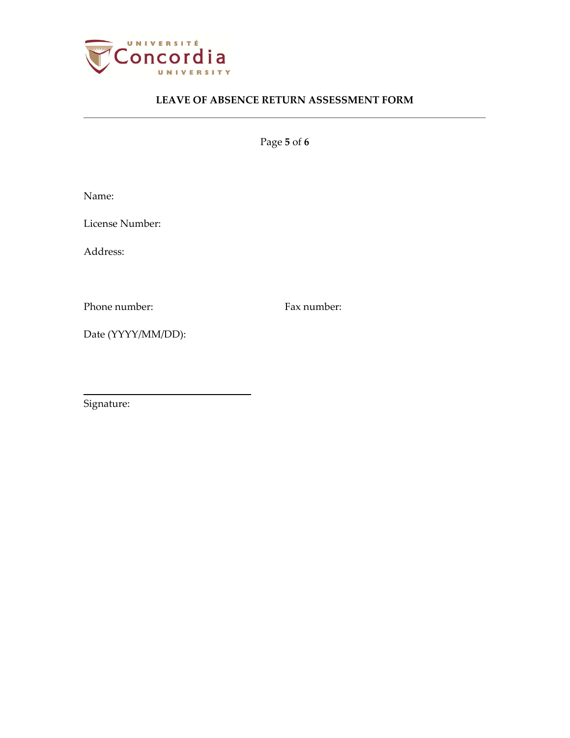# LEAVE OF ABSENCE RETURN ASSESSMENT FORM

Name:

License Number:

Address:

Phone number: Fax number:

Date (YYYY/MM/DD):

Signature: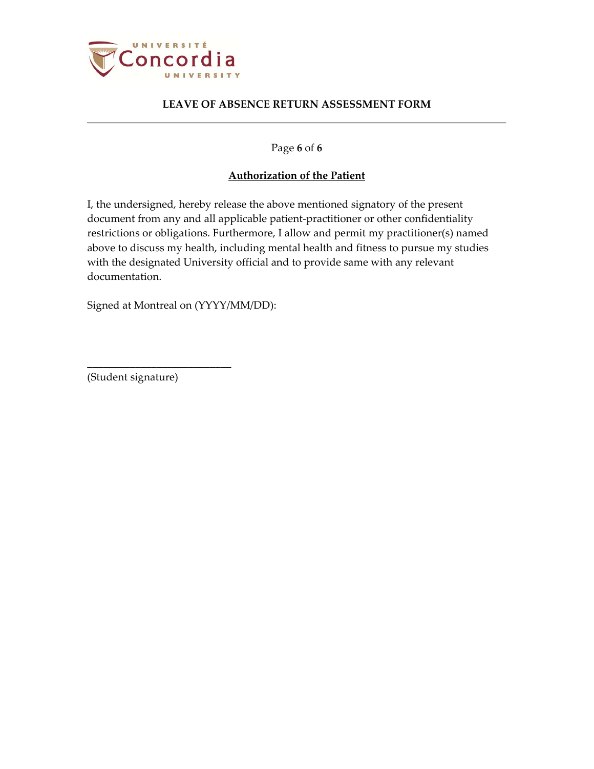**LEAVE OF ABSENCE RETURN ASSESSMENT FORM**

## Authorization of the Patient

I, the undersigned, hereby release the above mentioned signatory of the present document from any and all applicable patient-practitioner or other confidentiality restrictions or obligations. Furthermore, I allow and permit my practitioner(s) named above to discuss my health, including mental health and fitness to pursue my studies with the designated University official and to provide same with any relevant documentation.

Signed at Montreal on (YYYY/MM/DD):

___________________________

(Student signature)